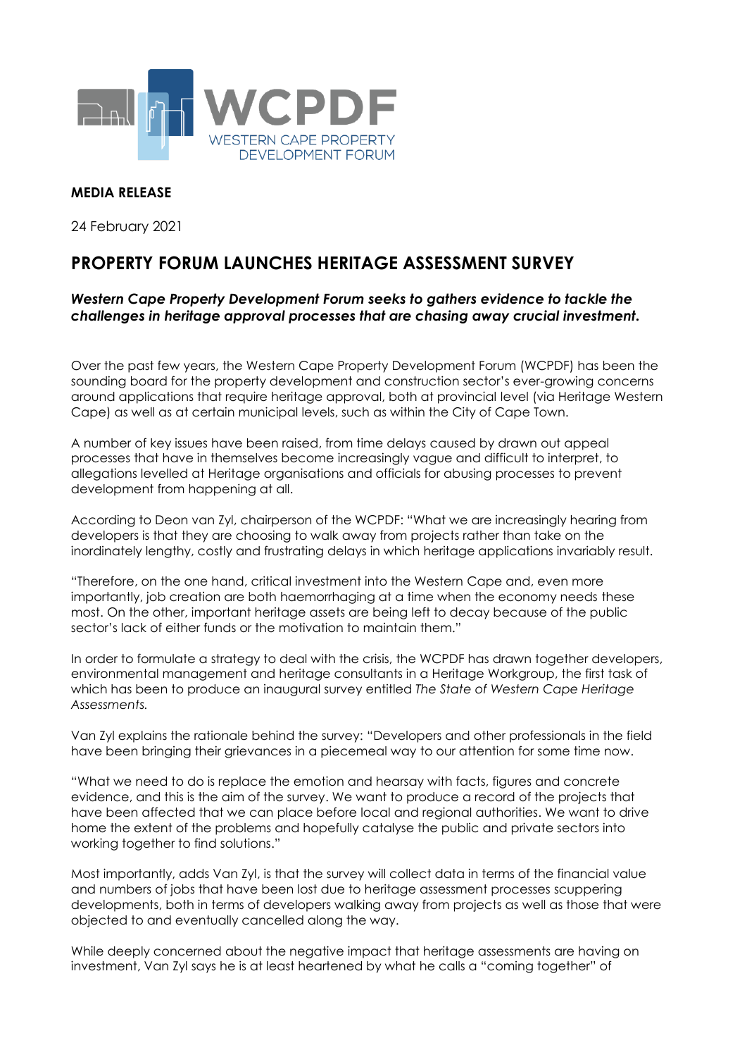WCPDF
WESTERN CAPE PROPERTY DEVELOPMENT FORUM

**MEDIA RELEASE**

24 February 2021

# PROPERTY FORUM LAUNCHES HERITAGE ASSESSMENT SURVEY

***Western Cape Property Development Forum seeks to gathers evidence to tackle the challenges in heritage approval processes that are chasing away crucial investment.***

Over the past few years, the Western Cape Property Development Forum (WCPDF) has been the sounding board for the property development and construction sector's ever-growing concerns around applications that require heritage approval, both at provincial level (via Heritage Western Cape) as well as at certain municipal levels, such as within the City of Cape Town.

A number of key issues have been raised, from time delays caused by drawn out appeal processes that have in themselves become increasingly vague and difficult to interpret, to allegations levelled at Heritage organisations and officials for abusing processes to prevent development from happening at all.

According to Deon van Zyl, chairperson of the WCPDF: "What we are increasingly hearing from developers is that they are choosing to walk away from projects rather than take on the inordinately lengthy, costly and frustrating delays in which heritage applications invariably result.

"Therefore, on the one hand, critical investment into the Western Cape and, even more importantly, job creation are both haemorrhaging at a time when the economy needs these most. On the other, important heritage assets are being left to decay because of the public sector's lack of either funds or the motivation to maintain them."

In order to formulate a strategy to deal with the crisis, the WCPDF has drawn together developers, environmental management and heritage consultants in a Heritage Workgroup, the first task of which has been to produce an inaugural survey entitled *The State of Western Cape Heritage Assessments.*

Van Zyl explains the rationale behind the survey: "Developers and other professionals in the field have been bringing their grievances in a piecemeal way to our attention for some time now.

"What we need to do is replace the emotion and hearsay with facts, figures and concrete evidence, and this is the aim of the survey. We want to produce a record of the projects that have been affected that we can place before local and regional authorities. We want to drive home the extent of the problems and hopefully catalyse the public and private sectors into working together to find solutions."

Most importantly, adds Van Zyl, is that the survey will collect data in terms of the financial value and numbers of jobs that have been lost due to heritage assessment processes scuppering developments, both in terms of developers walking away from projects as well as those that were objected to and eventually cancelled along the way.

While deeply concerned about the negative impact that heritage assessments are having on investment, Van Zyl says he is at least heartened by what he calls a "coming together" of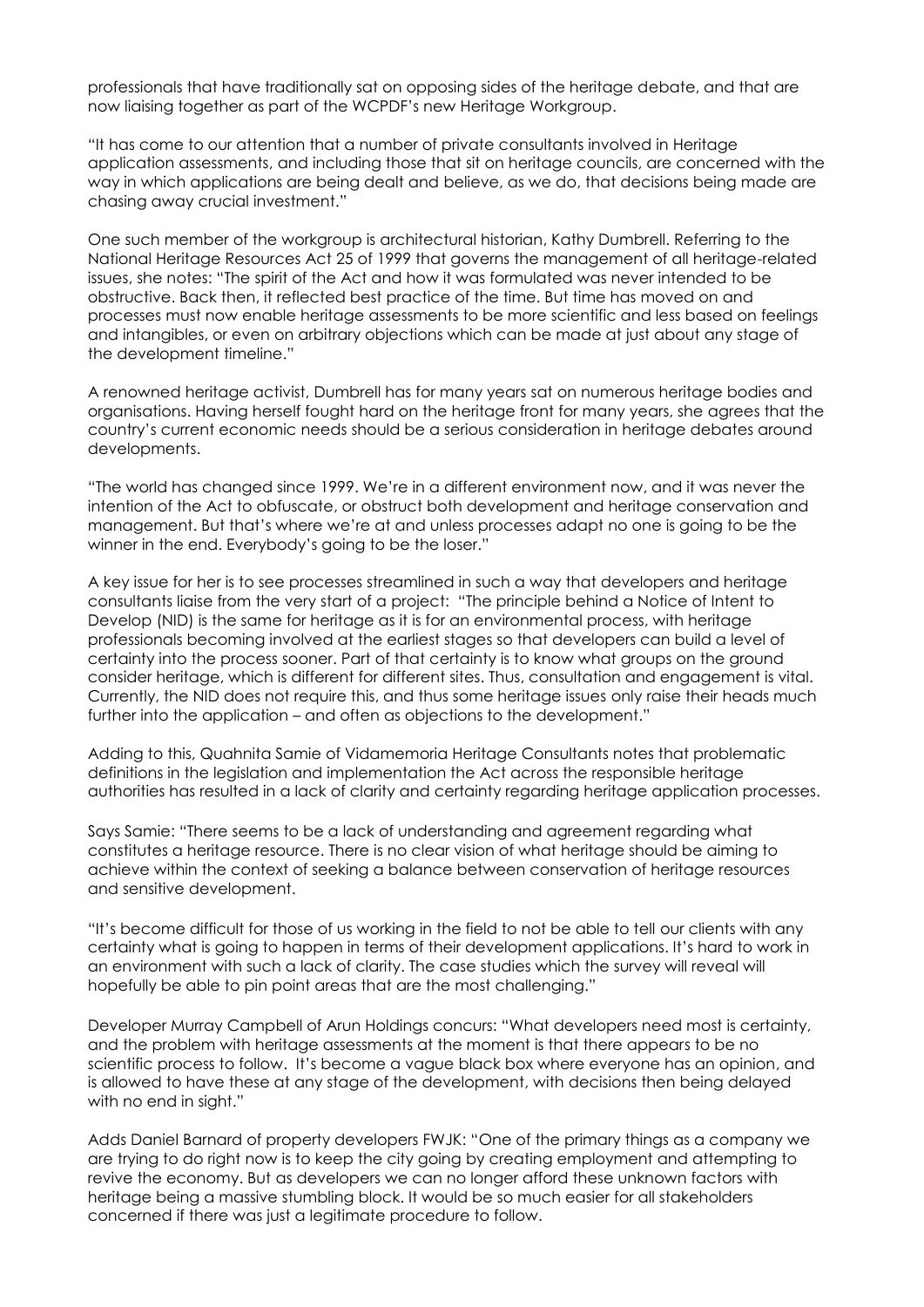professionals that have traditionally sat on opposing sides of the heritage debate, and that are now liaising together as part of the WCPDF's new Heritage Workgroup.

"It has come to our attention that a number of private consultants involved in Heritage application assessments, and including those that sit on heritage councils, are concerned with the way in which applications are being dealt and believe, as we do, that decisions being made are chasing away crucial investment."

One such member of the workgroup is architectural historian, Kathy Dumbrell. Referring to the National Heritage Resources Act 25 of 1999 that governs the management of all heritage-related issues, she notes: "The spirit of the Act and how it was formulated was never intended to be obstructive. Back then, it reflected best practice of the time. But time has moved on and processes must now enable heritage assessments to be more scientific and less based on feelings and intangibles, or even on arbitrary objections which can be made at just about any stage of the development timeline."

A renowned heritage activist, Dumbrell has for many years sat on numerous heritage bodies and organisations. Having herself fought hard on the heritage front for many years, she agrees that the country's current economic needs should be a serious consideration in heritage debates around developments.

"The world has changed since 1999. We're in a different environment now, and it was never the intention of the Act to obfuscate, or obstruct both development and heritage conservation and management. But that's where we're at and unless processes adapt no one is going to be the winner in the end. Everybody's going to be the loser."

A key issue for her is to see processes streamlined in such a way that developers and heritage consultants liaise from the very start of a project: "The principle behind a Notice of Intent to Develop (NID) is the same for heritage as it is for an environmental process, with heritage professionals becoming involved at the earliest stages so that developers can build a level of certainty into the process sooner. Part of that certainty is to know what groups on the ground consider heritage, which is different for different sites. Thus, consultation and engagement is vital. Currently, the NID does not require this, and thus some heritage issues only raise their heads much further into the application – and often as objections to the development."

Adding to this, Quahnita Samie of Vidamemoria Heritage Consultants notes that problematic definitions in the legislation and implementation the Act across the responsible heritage authorities has resulted in a lack of clarity and certainty regarding heritage application processes.

Says Samie: "There seems to be a lack of understanding and agreement regarding what constitutes a heritage resource. There is no clear vision of what heritage should be aiming to achieve within the context of seeking a balance between conservation of heritage resources and sensitive development.

"It's become difficult for those of us working in the field to not be able to tell our clients with any certainty what is going to happen in terms of their development applications. It's hard to work in an environment with such a lack of clarity. The case studies which the survey will reveal will hopefully be able to pin point areas that are the most challenging."

Developer Murray Campbell of Arun Holdings concurs: "What developers need most is certainty, and the problem with heritage assessments at the moment is that there appears to be no scientific process to follow. It's become a vague black box where everyone has an opinion, and is allowed to have these at any stage of the development, with decisions then being delayed with no end in sight."

Adds Daniel Barnard of property developers FWJK: "One of the primary things as a company we are trying to do right now is to keep the city going by creating employment and attempting to revive the economy. But as developers we can no longer afford these unknown factors with heritage being a massive stumbling block. It would be so much easier for all stakeholders concerned if there was just a legitimate procedure to follow.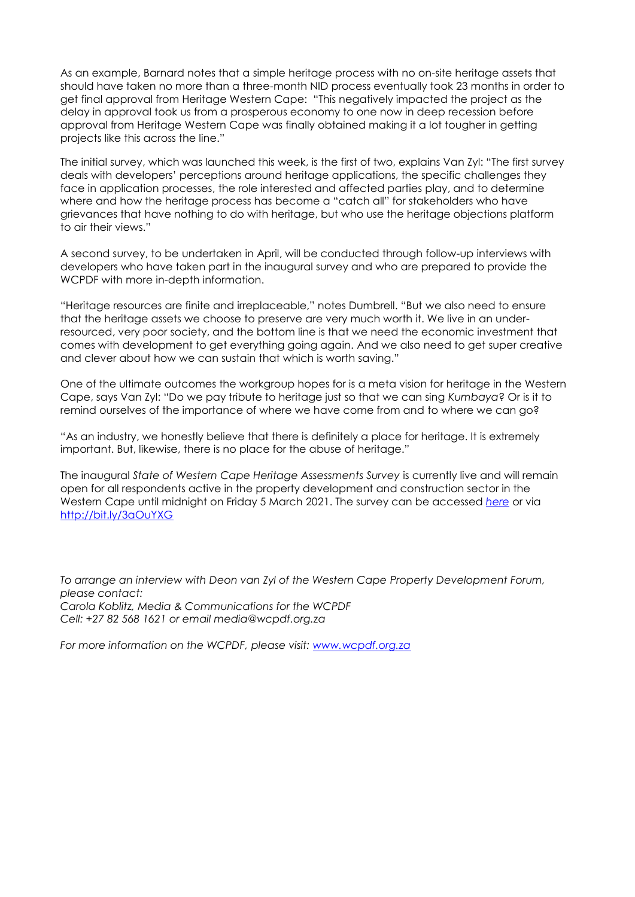As an example, Barnard notes that a simple heritage process with no on-site heritage assets that should have taken no more than a three-month NID process eventually took 23 months in order to get final approval from Heritage Western Cape: "This negatively impacted the project as the delay in approval took us from a prosperous economy to one now in deep recession before approval from Heritage Western Cape was finally obtained making it a lot tougher in getting projects like this across the line."

The initial survey, which was launched this week, is the first of two, explains Van Zyl: "The first survey deals with developers' perceptions around heritage applications, the specific challenges they face in application processes, the role interested and affected parties play, and to determine where and how the heritage process has become a "catch all" for stakeholders who have grievances that have nothing to do with heritage, but who use the heritage objections platform to air their views."

A second survey, to be undertaken in April, will be conducted through follow-up interviews with developers who have taken part in the inaugural survey and who are prepared to provide the WCPDF with more in-depth information.

"Heritage resources are finite and irreplaceable," notes Dumbrell. "But we also need to ensure that the heritage assets we choose to preserve are very much worth it. We live in an under-resourced, very poor society, and the bottom line is that we need the economic investment that comes with development to get everything going again. And we also need to get super creative and clever about how we can sustain that which is worth saving."

One of the ultimate outcomes the workgroup hopes for is a meta vision for heritage in the Western Cape, says Van Zyl: "Do we pay tribute to heritage just so that we can sing *Kumbaya*? Or is it to remind ourselves of the importance of where we have come from and to where we can go?

"As an industry, we honestly believe that there is definitely a place for heritage. It is extremely important. But, likewise, there is no place for the abuse of heritage."

The inaugural *State of Western Cape Heritage Assessments Survey* is currently live and will remain open for all respondents active in the property development and construction sector in the Western Cape until midnight on Friday 5 March 2021. The survey can be accessed [here](http://bit.ly/3aOuYXG) or via [http://bit.ly/3aOuYXG](http://bit.ly/3aOuYXG)

*To arrange an interview with Deon van Zyl of the Western Cape Property Development Forum, please contact:*
*Carola Koblitz, Media & Communications for the WCPDF*
*Cell: +27 82 568 1621 or email media@wcpdf.org.za*

*For more information on the WCPDF, please visit: [www.wcpdf.org.za](http://www.wcpdf.org.za)*